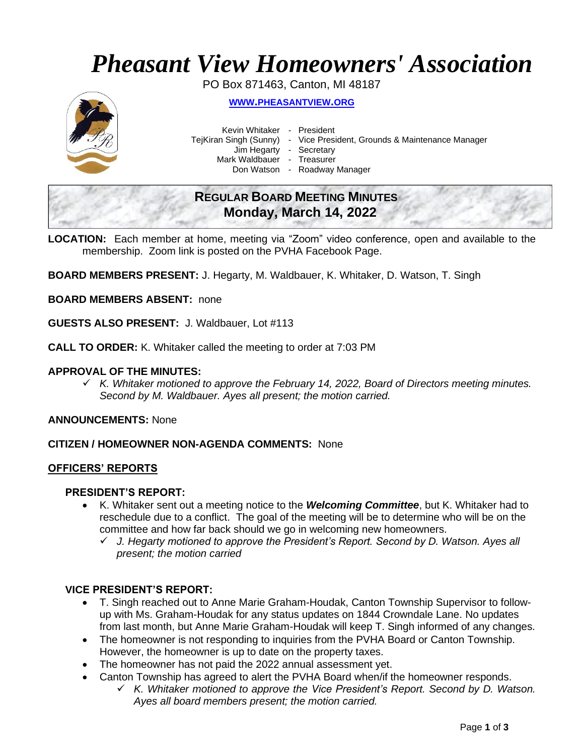# *Pheasant View Homeowners' Association*

PO Box 871463, Canton, MI 48187

**WWW.PHEASANTVIEW.ORG**

Kevin Whitaker - President
TejKiran Singh (Sunny) - Vice President, Grounds & Maintenance Manager
Jim Hegarty - Secretary
Mark Waldbauer - Treasurer
Don Watson - Roadway Manager

## REGULAR BOARD MEETING MINUTES
## Monday, March 14, 2022

**LOCATION:** Each member at home, meeting via "Zoom" video conference, open and available to the membership. Zoom link is posted on the PVHA Facebook Page.

**BOARD MEMBERS PRESENT:** J. Hegarty, M. Waldbauer, K. Whitaker, D. Watson, T. Singh

**BOARD MEMBERS ABSENT:** none

**GUESTS ALSO PRESENT:** J. Waldbauer, Lot #113

**CALL TO ORDER:** K. Whitaker called the meeting to order at 7:03 PM

**APPROVAL OF THE MINUTES:**

- ✓ *K. Whitaker motioned to approve the February 14, 2022, Board of Directors meeting minutes. Second by M. Waldbauer. Ayes all present; the motion carried.*

**ANNOUNCEMENTS:** None

**CITIZEN / HOMEOWNER NON-AGENDA COMMENTS:** None

**OFFICERS' REPORTS**

### PRESIDENT'S REPORT:

- K. Whitaker sent out a meeting notice to the ***Welcoming Committee***, but K. Whitaker had to reschedule due to a conflict. The goal of the meeting will be to determine who will be on the committee and how far back should we go in welcoming new homeowners.
  - ✓ *J. Hegarty motioned to approve the President's Report. Second by D. Watson. Ayes all present; the motion carried*

### VICE PRESIDENT'S REPORT:

- T. Singh reached out to Anne Marie Graham-Houdak, Canton Township Supervisor to follow-up with Ms. Graham-Houdak for any status updates on 1844 Crowndale Lane. No updates from last month, but Anne Marie Graham-Houdak will keep T. Singh informed of any changes.
- The homeowner is not responding to inquiries from the PVHA Board or Canton Township. However, the homeowner is up to date on the property taxes.
- The homeowner has not paid the 2022 annual assessment yet.
- Canton Township has agreed to alert the PVHA Board when/if the homeowner responds.
  - ✓ *K. Whitaker motioned to approve the Vice President's Report. Second by D. Watson. Ayes all board members present; the motion carried.*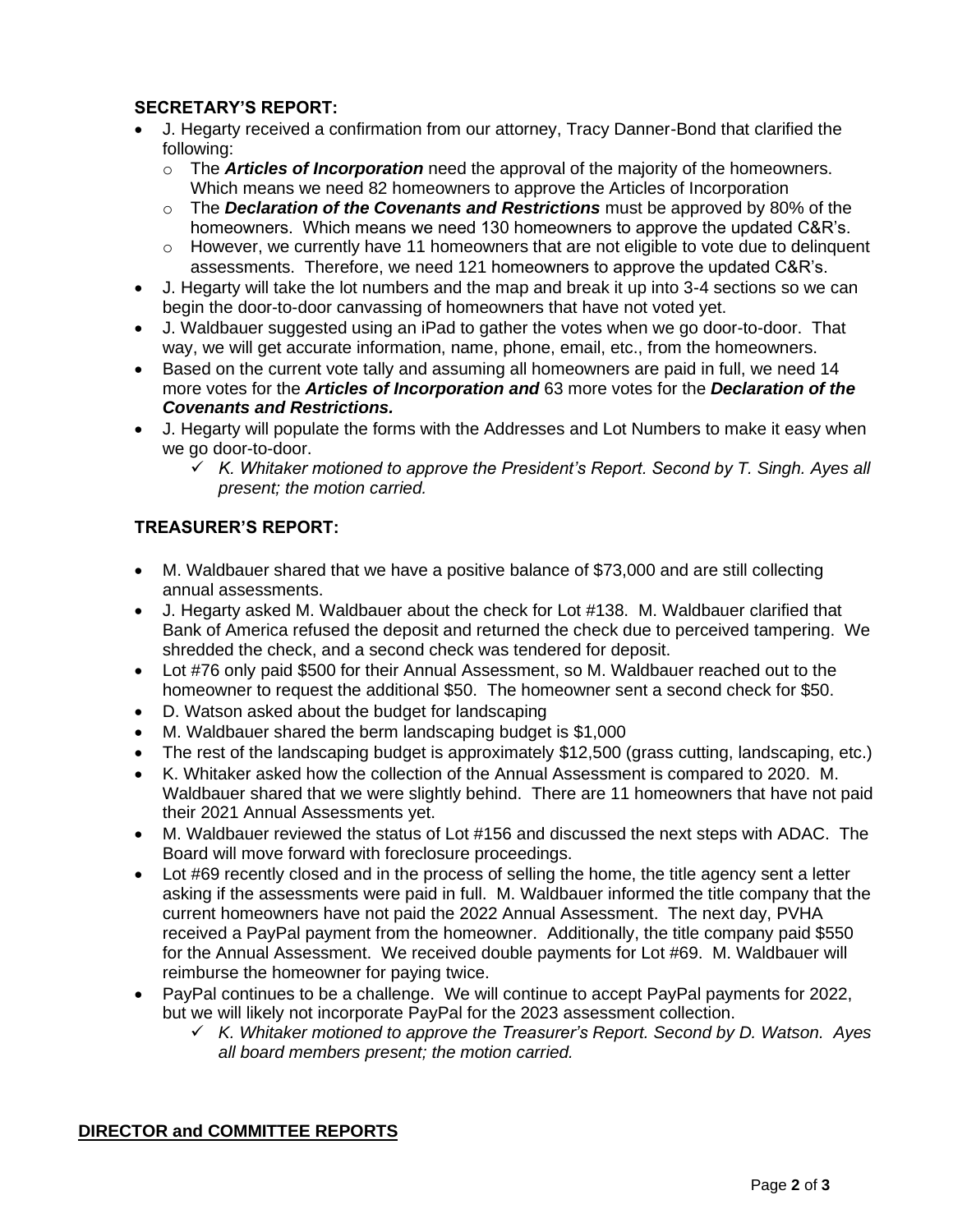### SECRETARY'S REPORT:

- J. Hegarty received a confirmation from our attorney, Tracy Danner-Bond that clarified the following:
  - The ***Articles of Incorporation*** need the approval of the majority of the homeowners. Which means we need 82 homeowners to approve the Articles of Incorporation
  - The ***Declaration of the Covenants and Restrictions*** must be approved by 80% of the homeowners. Which means we need 130 homeowners to approve the updated C&R's.
  - However, we currently have 11 homeowners that are not eligible to vote due to delinquent assessments. Therefore, we need 121 homeowners to approve the updated C&R's.
- J. Hegarty will take the lot numbers and the map and break it up into 3-4 sections so we can begin the door-to-door canvassing of homeowners that have not voted yet.
- J. Waldbauer suggested using an iPad to gather the votes when we go door-to-door. That way, we will get accurate information, name, phone, email, etc., from the homeowners.
- Based on the current vote tally and assuming all homeowners are paid in full, we need 14 more votes for the ***Articles of Incorporation and*** 63 more votes for the ***Declaration of the Covenants and Restrictions.***
- J. Hegarty will populate the forms with the Addresses and Lot Numbers to make it easy when we go door-to-door.
  - ✓ *K. Whitaker motioned to approve the President's Report. Second by T. Singh. Ayes all present; the motion carried.*

### TREASURER'S REPORT:

- M. Waldbauer shared that we have a positive balance of $73,000 and are still collecting annual assessments.
- J. Hegarty asked M. Waldbauer about the check for Lot #138. M. Waldbauer clarified that Bank of America refused the deposit and returned the check due to perceived tampering. We shredded the check, and a second check was tendered for deposit.
- Lot #76 only paid $500 for their Annual Assessment, so M. Waldbauer reached out to the homeowner to request the additional $50. The homeowner sent a second check for $50.
- D. Watson asked about the budget for landscaping
- M. Waldbauer shared the berm landscaping budget is $1,000
- The rest of the landscaping budget is approximately $12,500 (grass cutting, landscaping, etc.)
- K. Whitaker asked how the collection of the Annual Assessment is compared to 2020. M. Waldbauer shared that we were slightly behind. There are 11 homeowners that have not paid their 2021 Annual Assessments yet.
- M. Waldbauer reviewed the status of Lot #156 and discussed the next steps with ADAC. The Board will move forward with foreclosure proceedings.
- Lot #69 recently closed and in the process of selling the home, the title agency sent a letter asking if the assessments were paid in full. M. Waldbauer informed the title company that the current homeowners have not paid the 2022 Annual Assessment. The next day, PVHA received a PayPal payment from the homeowner. Additionally, the title company paid $550 for the Annual Assessment. We received double payments for Lot #69. M. Waldbauer will reimburse the homeowner for paying twice.
- PayPal continues to be a challenge. We will continue to accept PayPal payments for 2022, but we will likely not incorporate PayPal for the 2023 assessment collection.
  - ✓ *K. Whitaker motioned to approve the Treasurer's Report. Second by D. Watson. Ayes all board members present; the motion carried.*

**DIRECTOR and COMMITTEE REPORTS**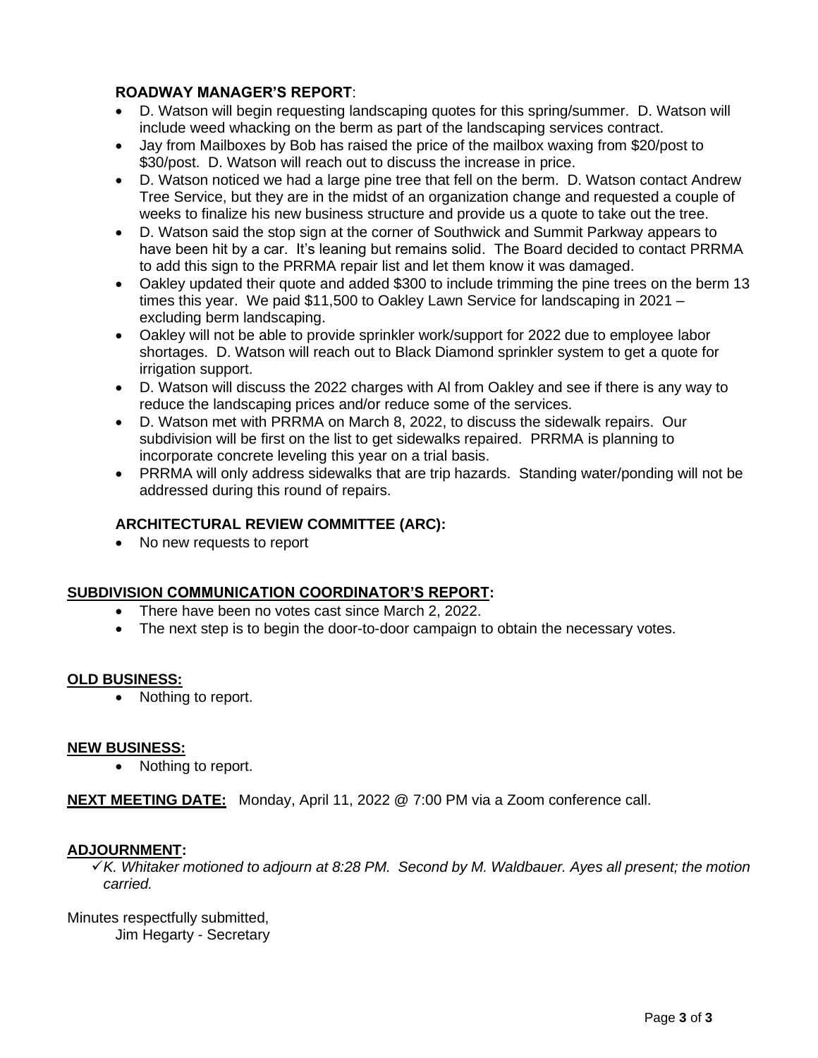**ROADWAY MANAGER'S REPORT**:

- D. Watson will begin requesting landscaping quotes for this spring/summer. D. Watson will include weed whacking on the berm as part of the landscaping services contract.
- Jay from Mailboxes by Bob has raised the price of the mailbox waxing from $20/post to $30/post. D. Watson will reach out to discuss the increase in price.
- D. Watson noticed we had a large pine tree that fell on the berm. D. Watson contact Andrew Tree Service, but they are in the midst of an organization change and requested a couple of weeks to finalize his new business structure and provide us a quote to take out the tree.
- D. Watson said the stop sign at the corner of Southwick and Summit Parkway appears to have been hit by a car. It's leaning but remains solid. The Board decided to contact PRRMA to add this sign to the PRRMA repair list and let them know it was damaged.
- Oakley updated their quote and added $300 to include trimming the pine trees on the berm 13 times this year. We paid $11,500 to Oakley Lawn Service for landscaping in 2021 – excluding berm landscaping.
- Oakley will not be able to provide sprinkler work/support for 2022 due to employee labor shortages. D. Watson will reach out to Black Diamond sprinkler system to get a quote for irrigation support.
- D. Watson will discuss the 2022 charges with Al from Oakley and see if there is any way to reduce the landscaping prices and/or reduce some of the services.
- D. Watson met with PRRMA on March 8, 2022, to discuss the sidewalk repairs. Our subdivision will be first on the list to get sidewalks repaired. PRRMA is planning to incorporate concrete leveling this year on a trial basis.
- PRRMA will only address sidewalks that are trip hazards. Standing water/ponding will not be addressed during this round of repairs.

**ARCHITECTURAL REVIEW COMMITTEE (ARC):**

- No new requests to report

**SUBDIVISION COMMUNICATION COORDINATOR'S REPORT:**

- There have been no votes cast since March 2, 2022.
- The next step is to begin the door-to-door campaign to obtain the necessary votes.

**OLD BUSINESS:**

- Nothing to report.

**NEW BUSINESS:**

- Nothing to report.

**NEXT MEETING DATE:** Monday, April 11, 2022 @ 7:00 PM via a Zoom conference call.

**ADJOURNMENT:**

✓ *K. Whitaker motioned to adjourn at 8:28 PM. Second by M. Waldbauer. Ayes all present; the motion carried.*

Minutes respectfully submitted,
Jim Hegarty - Secretary